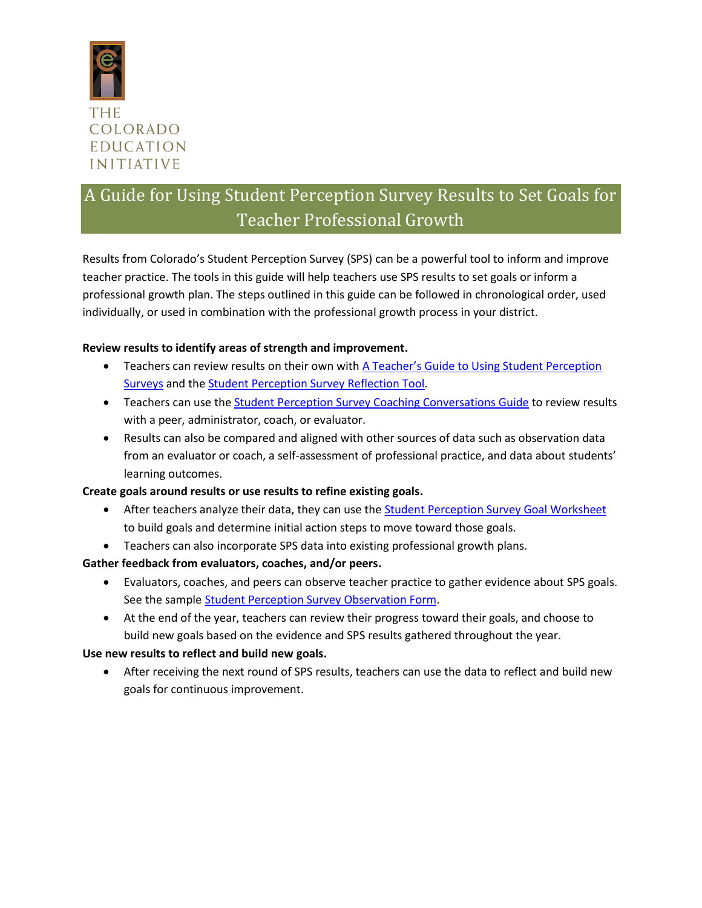THE COLORADO EDUCATION INITIATIVE

# A Guide for Using Student Perception Survey Results to Set Goals for Teacher Professional Growth

Results from Colorado's Student Perception Survey (SPS) can be a powerful tool to inform and improve teacher practice. The tools in this guide will help teachers use SPS results to set goals or inform a professional growth plan. The steps outlined in this guide can be followed in chronological order, used individually, or used in combination with the professional growth process in your district.

**Review results to identify areas of strength and improvement.**

- Teachers can review results on their own with A Teacher's Guide to Using Student Perception Surveys and the Student Perception Survey Reflection Tool.
- Teachers can use the Student Perception Survey Coaching Conversations Guide to review results with a peer, administrator, coach, or evaluator.
- Results can also be compared and aligned with other sources of data such as observation data from an evaluator or coach, a self-assessment of professional practice, and data about students' learning outcomes.

**Create goals around results or use results to refine existing goals.**

- After teachers analyze their data, they can use the Student Perception Survey Goal Worksheet to build goals and determine initial action steps to move toward those goals.
- Teachers can also incorporate SPS data into existing professional growth plans.

**Gather feedback from evaluators, coaches, and/or peers.**

- Evaluators, coaches, and peers can observe teacher practice to gather evidence about SPS goals. See the sample Student Perception Survey Observation Form.
- At the end of the year, teachers can review their progress toward their goals, and choose to build new goals based on the evidence and SPS results gathered throughout the year.

**Use new results to reflect and build new goals.**

- After receiving the next round of SPS results, teachers can use the data to reflect and build new goals for continuous improvement.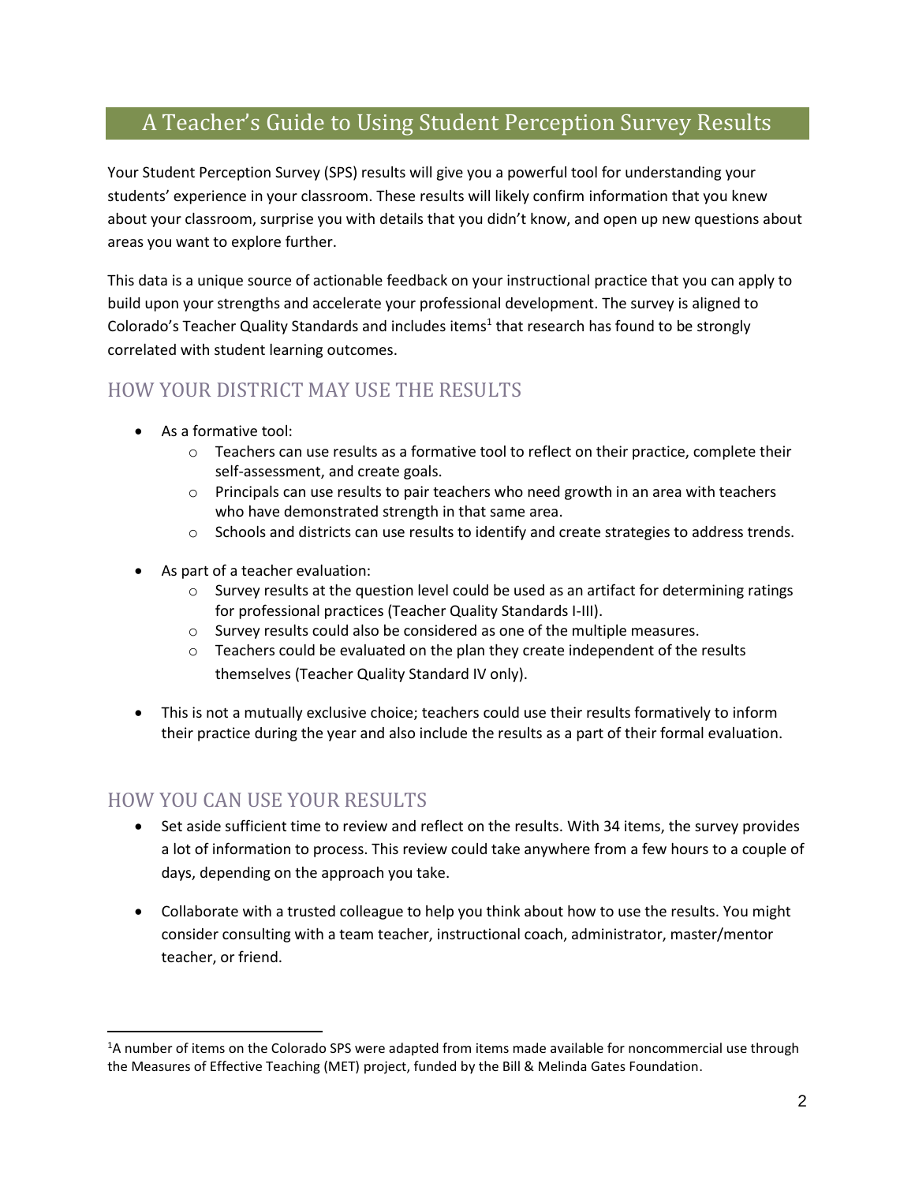# A Teacher's Guide to Using Student Perception Survey Results

Your Student Perception Survey (SPS) results will give you a powerful tool for understanding your students' experience in your classroom. These results will likely confirm information that you knew about your classroom, surprise you with details that you didn't know, and open up new questions about areas you want to explore further.

This data is a unique source of actionable feedback on your instructional practice that you can apply to build upon your strengths and accelerate your professional development. The survey is aligned to Colorado's Teacher Quality Standards and includes items[1] that research has found to be strongly correlated with student learning outcomes.

## HOW YOUR DISTRICT MAY USE THE RESULTS

- As a formative tool:
  - Teachers can use results as a formative tool to reflect on their practice, complete their self-assessment, and create goals.
  - Principals can use results to pair teachers who need growth in an area with teachers who have demonstrated strength in that same area.
  - Schools and districts can use results to identify and create strategies to address trends.
- As part of a teacher evaluation:
  - Survey results at the question level could be used as an artifact for determining ratings for professional practices (Teacher Quality Standards I-III).
  - Survey results could also be considered as one of the multiple measures.
  - Teachers could be evaluated on the plan they create independent of the results themselves (Teacher Quality Standard IV only).
- This is not a mutually exclusive choice; teachers could use their results formatively to inform their practice during the year and also include the results as a part of their formal evaluation.

## HOW YOU CAN USE YOUR RESULTS

- Set aside sufficient time to review and reflect on the results. With 34 items, the survey provides a lot of information to process. This review could take anywhere from a few hours to a couple of days, depending on the approach you take.
- Collaborate with a trusted colleague to help you think about how to use the results. You might consider consulting with a team teacher, instructional coach, administrator, master/mentor teacher, or friend.

[1] A number of items on the Colorado SPS were adapted from items made available for noncommercial use through the Measures of Effective Teaching (MET) project, funded by the Bill & Melinda Gates Foundation.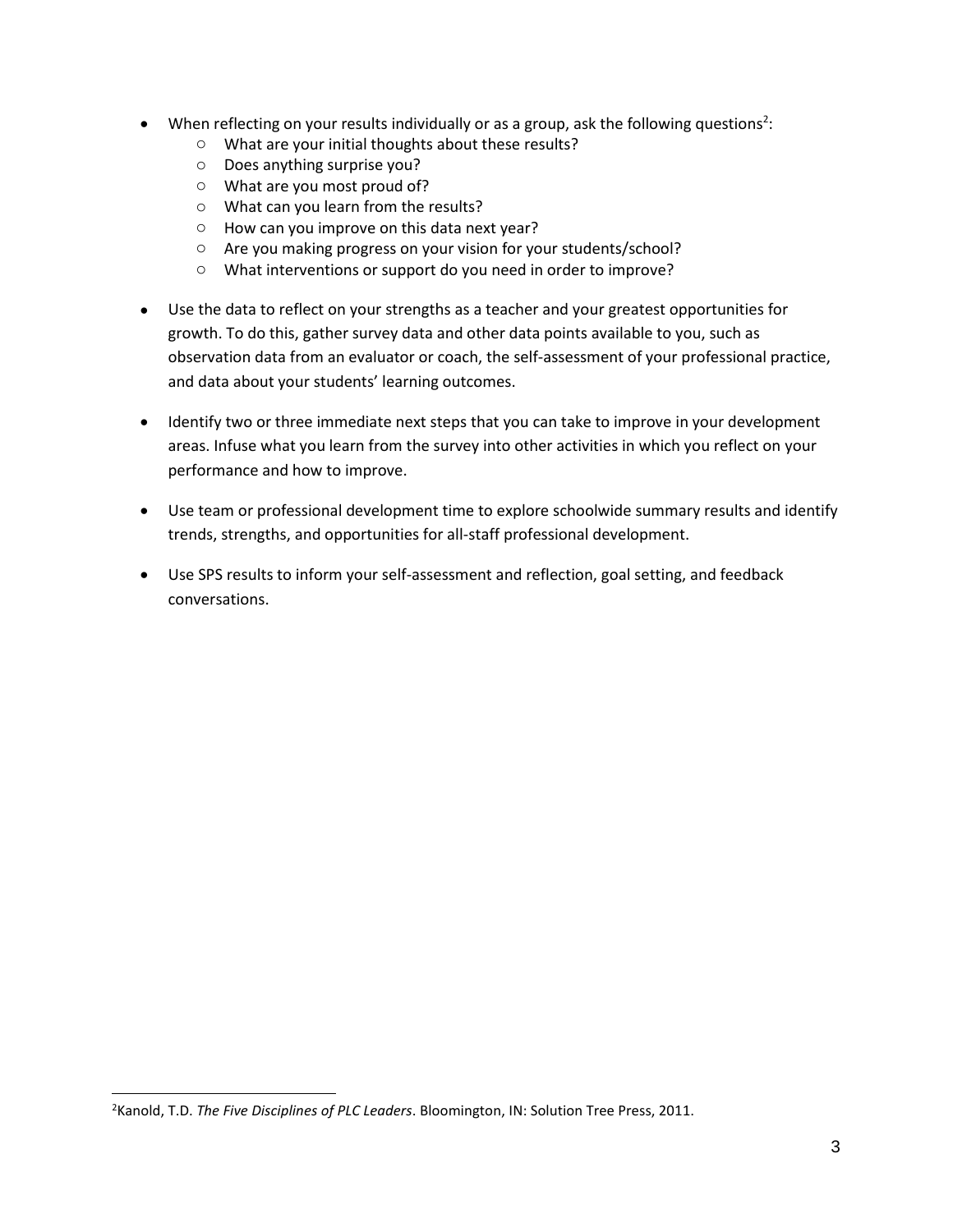- When reflecting on your results individually or as a group, ask the following questions[2]:
    - What are your initial thoughts about these results?
    - Does anything surprise you?
    - What are you most proud of?
    - What can you learn from the results?
    - How can you improve on this data next year?
    - Are you making progress on your vision for your students/school?
    - What interventions or support do you need in order to improve?

- Use the data to reflect on your strengths as a teacher and your greatest opportunities for growth. To do this, gather survey data and other data points available to you, such as observation data from an evaluator or coach, the self-assessment of your professional practice, and data about your students' learning outcomes.

- Identify two or three immediate next steps that you can take to improve in your development areas. Infuse what you learn from the survey into other activities in which you reflect on your performance and how to improve.

- Use team or professional development time to explore schoolwide summary results and identify trends, strengths, and opportunities for all-staff professional development.

- Use SPS results to inform your self-assessment and reflection, goal setting, and feedback conversations.

[2]Kanold, T.D. *The Five Disciplines of PLC Leaders*. Bloomington, IN: Solution Tree Press, 2011.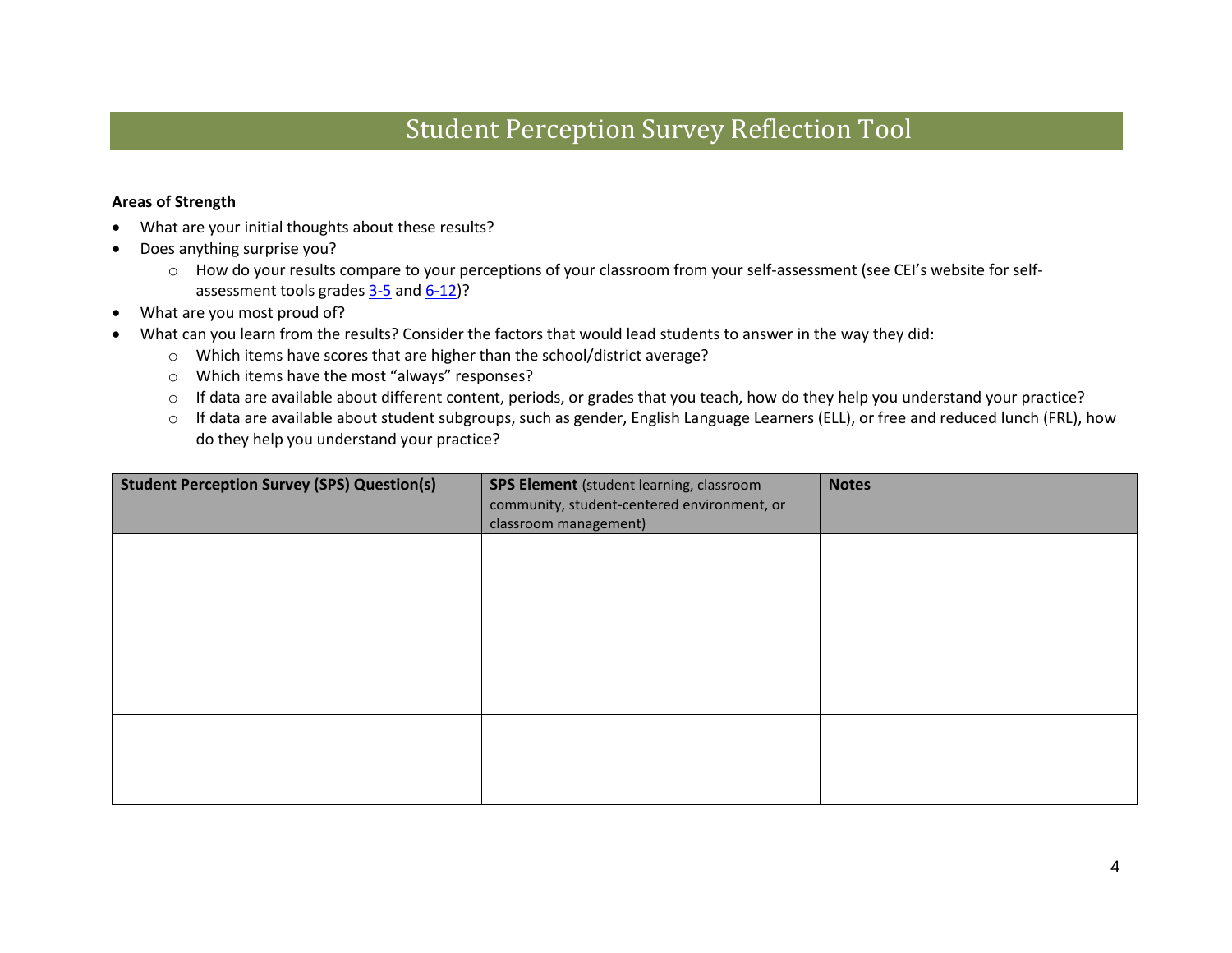# Student Perception Survey Reflection Tool

**Areas of Strength**

- What are your initial thoughts about these results?
- Does anything surprise you?
  - How do your results compare to your perceptions of your classroom from your self-assessment (see CEI's website for self-assessment tools grades 3-5 and 6-12)?
- What are you most proud of?
- What can you learn from the results? Consider the factors that would lead students to answer in the way they did:
  - Which items have scores that are higher than the school/district average?
  - Which items have the most "always" responses?
  - If data are available about different content, periods, or grades that you teach, how do they help you understand your practice?
  - If data are available about student subgroups, such as gender, English Language Learners (ELL), or free and reduced lunch (FRL), how do they help you understand your practice?

| **Student Perception Survey (SPS) Question(s)** | **SPS Element** (student learning, classroom community, student-centered environment, or classroom management) | **Notes** |
|---|---|---|
| | | |
| | | |
| | | |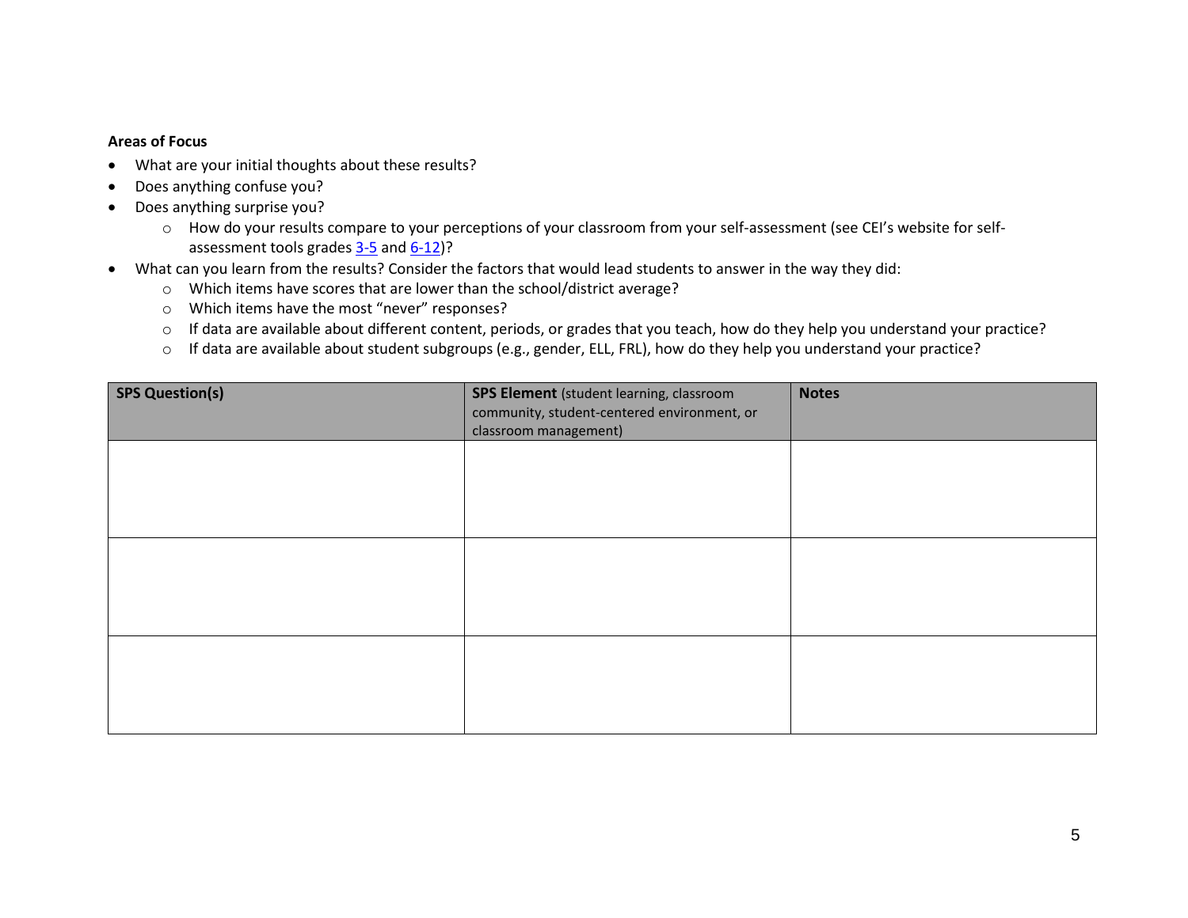**Areas of Focus**

- What are your initial thoughts about these results?
- Does anything confuse you?
- Does anything surprise you?
  - How do your results compare to your perceptions of your classroom from your self-assessment (see CEI's website for self-assessment tools grades 3-5 and 6-12)?
- What can you learn from the results? Consider the factors that would lead students to answer in the way they did:
  - Which items have scores that are lower than the school/district average?
  - Which items have the most "never" responses?
  - If data are available about different content, periods, or grades that you teach, how do they help you understand your practice?
  - If data are available about student subgroups (e.g., gender, ELL, FRL), how do they help you understand your practice?

| SPS Question(s) | **SPS Element** (student learning, classroom community, student-centered environment, or classroom management) | Notes |
|---|---|---|
| | | |
| | | |
| | | |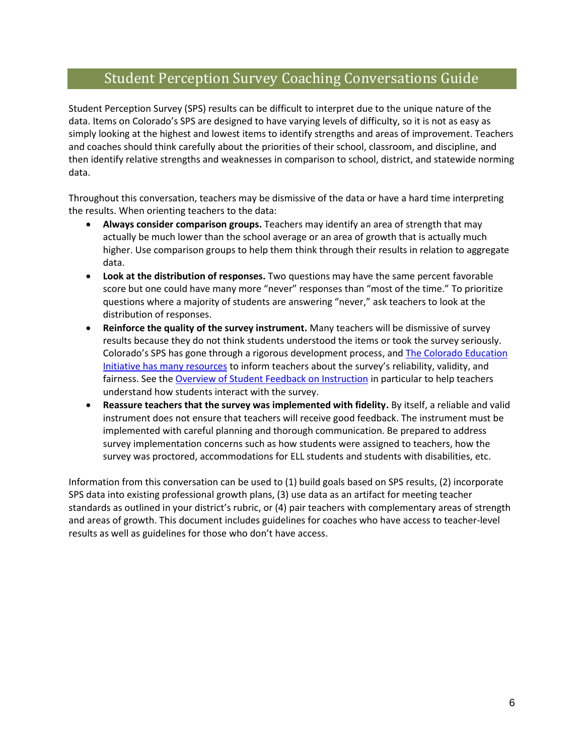# Student Perception Survey Coaching Conversations Guide

Student Perception Survey (SPS) results can be difficult to interpret due to the unique nature of the data. Items on Colorado's SPS are designed to have varying levels of difficulty, so it is not as easy as simply looking at the highest and lowest items to identify strengths and areas of improvement. Teachers and coaches should think carefully about the priorities of their school, classroom, and discipline, and then identify relative strengths and weaknesses in comparison to school, district, and statewide norming data.

Throughout this conversation, teachers may be dismissive of the data or have a hard time interpreting the results. When orienting teachers to the data:

- **Always consider comparison groups.** Teachers may identify an area of strength that may actually be much lower than the school average or an area of growth that is actually much higher. Use comparison groups to help them think through their results in relation to aggregate data.
- **Look at the distribution of responses.** Two questions may have the same percent favorable score but one could have many more "never" responses than "most of the time." To prioritize questions where a majority of students are answering "never," ask teachers to look at the distribution of responses.
- **Reinforce the quality of the survey instrument.** Many teachers will be dismissive of survey results because they do not think students understood the items or took the survey seriously. Colorado's SPS has gone through a rigorous development process, and The Colorado Education Initiative has many resources to inform teachers about the survey's reliability, validity, and fairness. See the Overview of Student Feedback on Instruction in particular to help teachers understand how students interact with the survey.
- **Reassure teachers that the survey was implemented with fidelity.** By itself, a reliable and valid instrument does not ensure that teachers will receive good feedback. The instrument must be implemented with careful planning and thorough communication. Be prepared to address survey implementation concerns such as how students were assigned to teachers, how the survey was proctored, accommodations for ELL students and students with disabilities, etc.

Information from this conversation can be used to (1) build goals based on SPS results, (2) incorporate SPS data into existing professional growth plans, (3) use data as an artifact for meeting teacher standards as outlined in your district's rubric, or (4) pair teachers with complementary areas of strength and areas of growth. This document includes guidelines for coaches who have access to teacher-level results as well as guidelines for those who don't have access.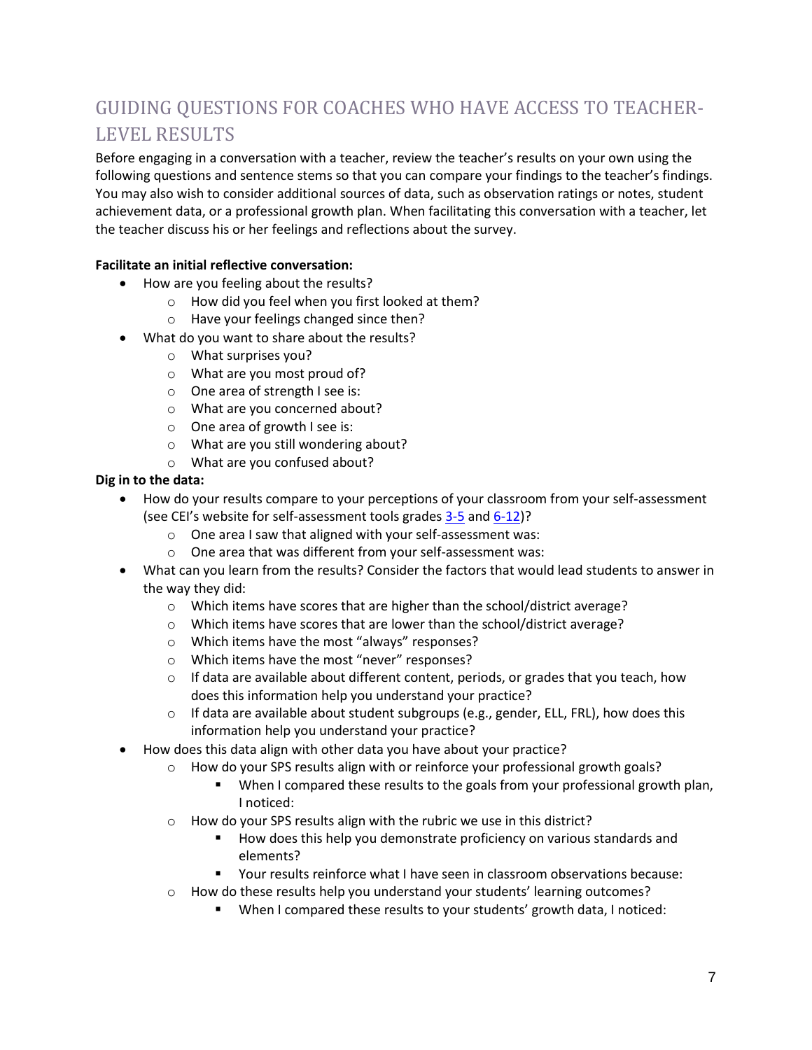## GUIDING QUESTIONS FOR COACHES WHO HAVE ACCESS TO TEACHER-LEVEL RESULTS

Before engaging in a conversation with a teacher, review the teacher's results on your own using the following questions and sentence stems so that you can compare your findings to the teacher's findings. You may also wish to consider additional sources of data, such as observation ratings or notes, student achievement data, or a professional growth plan. When facilitating this conversation with a teacher, let the teacher discuss his or her feelings and reflections about the survey.

**Facilitate an initial reflective conversation:**

- How are you feeling about the results?
  - How did you feel when you first looked at them?
  - Have your feelings changed since then?
- What do you want to share about the results?
  - What surprises you?
  - What are you most proud of?
  - One area of strength I see is:
  - What are you concerned about?
  - One area of growth I see is:
  - What are you still wondering about?
  - What are you confused about?

**Dig in to the data:**

- How do your results compare to your perceptions of your classroom from your self-assessment (see CEI's website for self-assessment tools grades 3-5 and 6-12)?
  - One area I saw that aligned with your self-assessment was:
  - One area that was different from your self-assessment was:
- What can you learn from the results? Consider the factors that would lead students to answer in the way they did:
  - Which items have scores that are higher than the school/district average?
  - Which items have scores that are lower than the school/district average?
  - Which items have the most "always" responses?
  - Which items have the most "never" responses?
  - If data are available about different content, periods, or grades that you teach, how does this information help you understand your practice?
  - If data are available about student subgroups (e.g., gender, ELL, FRL), how does this information help you understand your practice?
- How does this data align with other data you have about your practice?
  - How do your SPS results align with or reinforce your professional growth goals?
    - When I compared these results to the goals from your professional growth plan, I noticed:
  - How do your SPS results align with the rubric we use in this district?
    - How does this help you demonstrate proficiency on various standards and elements?
    - Your results reinforce what I have seen in classroom observations because:
  - How do these results help you understand your students' learning outcomes?
    - When I compared these results to your students' growth data, I noticed: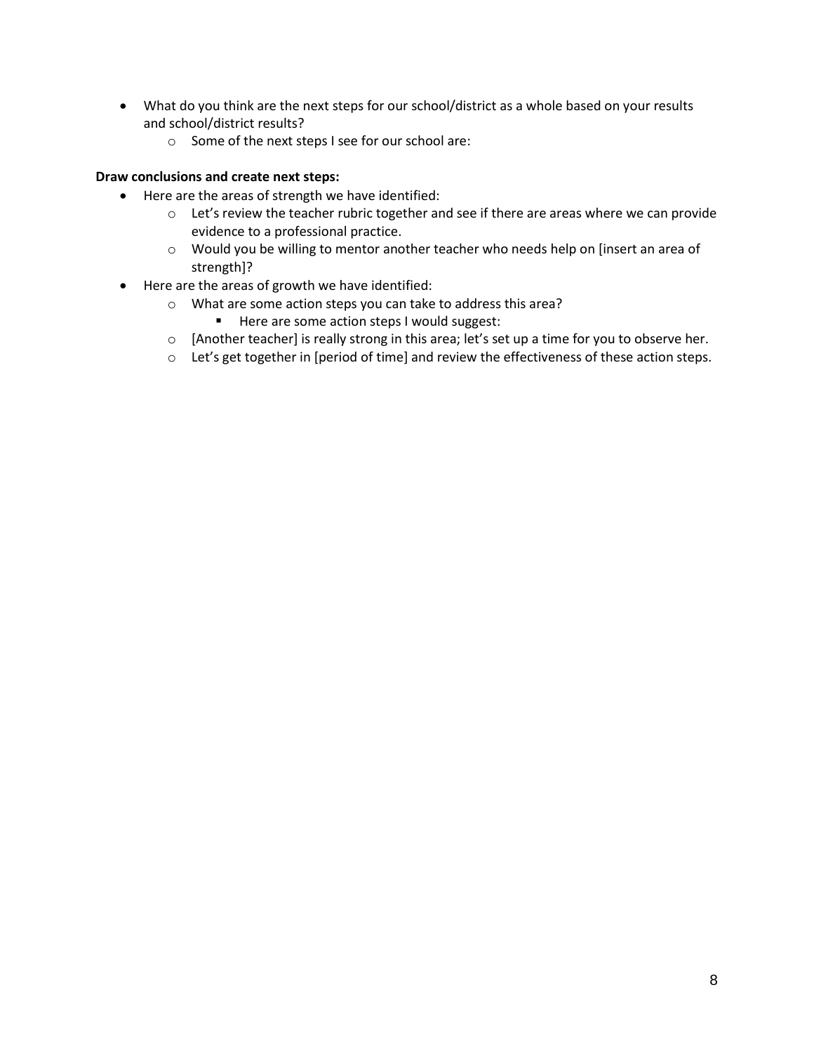- What do you think are the next steps for our school/district as a whole based on your results and school/district results?
    - Some of the next steps I see for our school are:

**Draw conclusions and create next steps:**

- Here are the areas of strength we have identified:
    - Let's review the teacher rubric together and see if there are areas where we can provide evidence to a professional practice.
    - Would you be willing to mentor another teacher who needs help on [insert an area of strength]?
- Here are the areas of growth we have identified:
    - What are some action steps you can take to address this area?
        - Here are some action steps I would suggest:
    - [Another teacher] is really strong in this area; let's set up a time for you to observe her.
    - Let's get together in [period of time] and review the effectiveness of these action steps.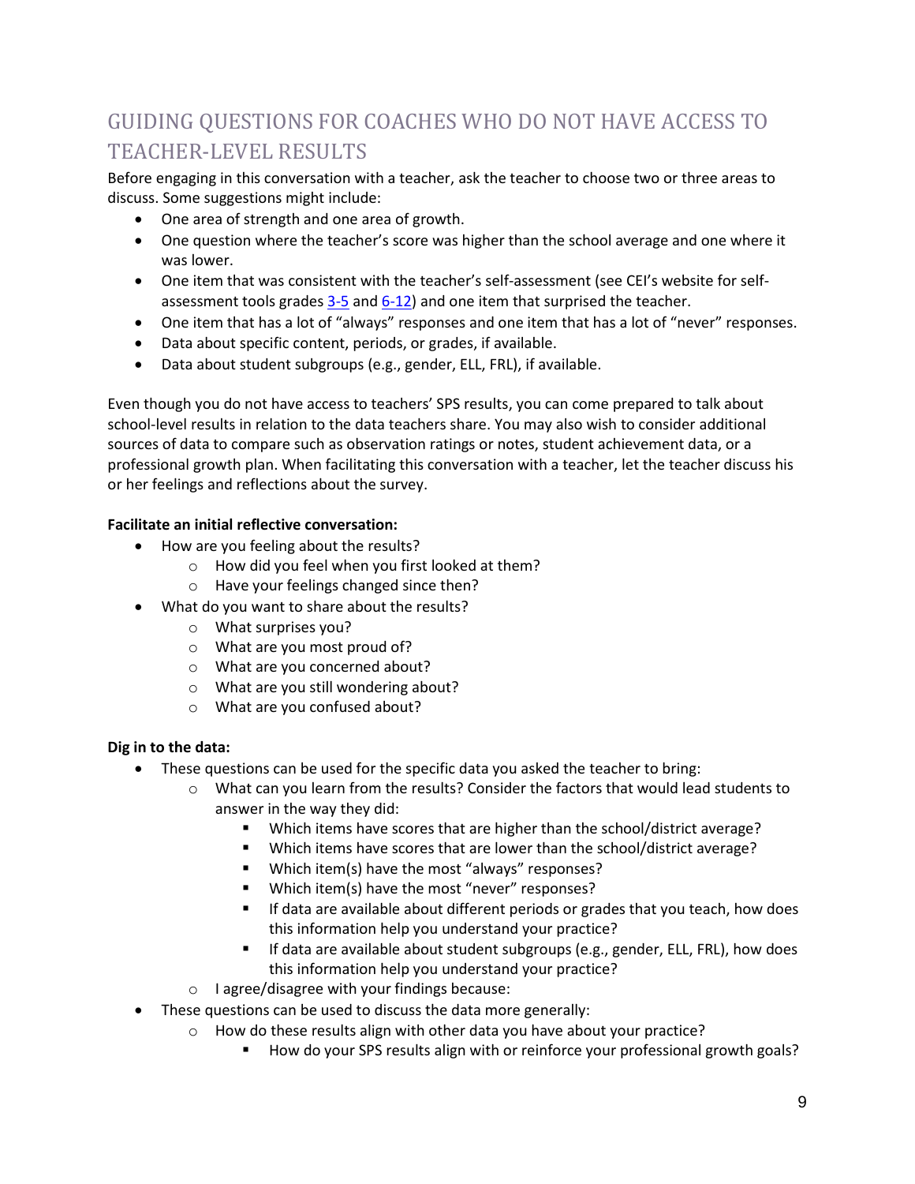## GUIDING QUESTIONS FOR COACHES WHO DO NOT HAVE ACCESS TO TEACHER-LEVEL RESULTS

Before engaging in this conversation with a teacher, ask the teacher to choose two or three areas to discuss. Some suggestions might include:

- One area of strength and one area of growth.
- One question where the teacher's score was higher than the school average and one where it was lower.
- One item that was consistent with the teacher's self-assessment (see CEI's website for self-assessment tools grades 3-5 and 6-12) and one item that surprised the teacher.
- One item that has a lot of "always" responses and one item that has a lot of "never" responses.
- Data about specific content, periods, or grades, if available.
- Data about student subgroups (e.g., gender, ELL, FRL), if available.

Even though you do not have access to teachers' SPS results, you can come prepared to talk about school-level results in relation to the data teachers share. You may also wish to consider additional sources of data to compare such as observation ratings or notes, student achievement data, or a professional growth plan. When facilitating this conversation with a teacher, let the teacher discuss his or her feelings and reflections about the survey.

**Facilitate an initial reflective conversation:**

- How are you feeling about the results?
  - How did you feel when you first looked at them?
  - Have your feelings changed since then?
- What do you want to share about the results?
  - What surprises you?
  - What are you most proud of?
  - What are you concerned about?
  - What are you still wondering about?
  - What are you confused about?

**Dig in to the data:**

- These questions can be used for the specific data you asked the teacher to bring:
  - What can you learn from the results? Consider the factors that would lead students to answer in the way they did:
    - Which items have scores that are higher than the school/district average?
    - Which items have scores that are lower than the school/district average?
    - Which item(s) have the most "always" responses?
    - Which item(s) have the most "never" responses?
    - If data are available about different periods or grades that you teach, how does this information help you understand your practice?
    - If data are available about student subgroups (e.g., gender, ELL, FRL), how does this information help you understand your practice?
  - I agree/disagree with your findings because:
- These questions can be used to discuss the data more generally:
  - How do these results align with other data you have about your practice?
    - How do your SPS results align with or reinforce your professional growth goals?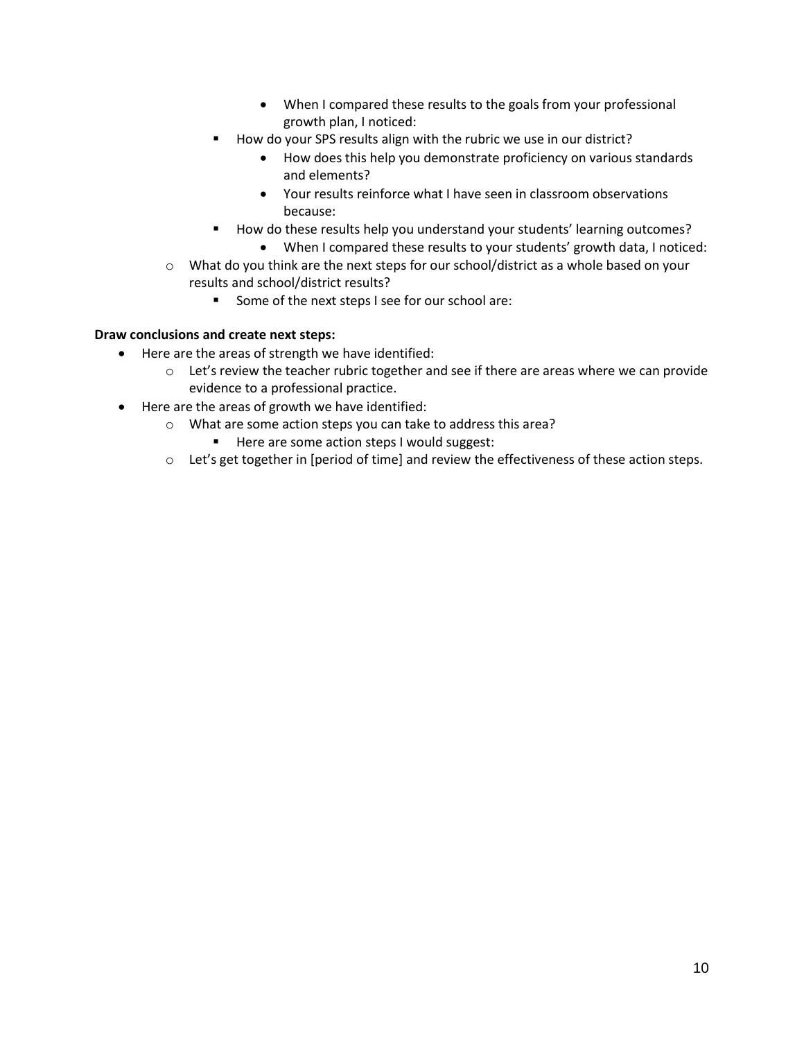- When I compared these results to the goals from your professional growth plan, I noticed:
    - How do your SPS results align with the rubric we use in our district?
      - How does this help you demonstrate proficiency on various standards and elements?
      - Your results reinforce what I have seen in classroom observations because:
    - How do these results help you understand your students' learning outcomes?
      - When I compared these results to your students' growth data, I noticed:
  - What do you think are the next steps for our school/district as a whole based on your results and school/district results?
    - Some of the next steps I see for our school are:

**Draw conclusions and create next steps:**

- Here are the areas of strength we have identified:
  - Let's review the teacher rubric together and see if there are areas where we can provide evidence to a professional practice.
- Here are the areas of growth we have identified:
  - What are some action steps you can take to address this area?
    - Here are some action steps I would suggest:
  - Let's get together in [period of time] and review the effectiveness of these action steps.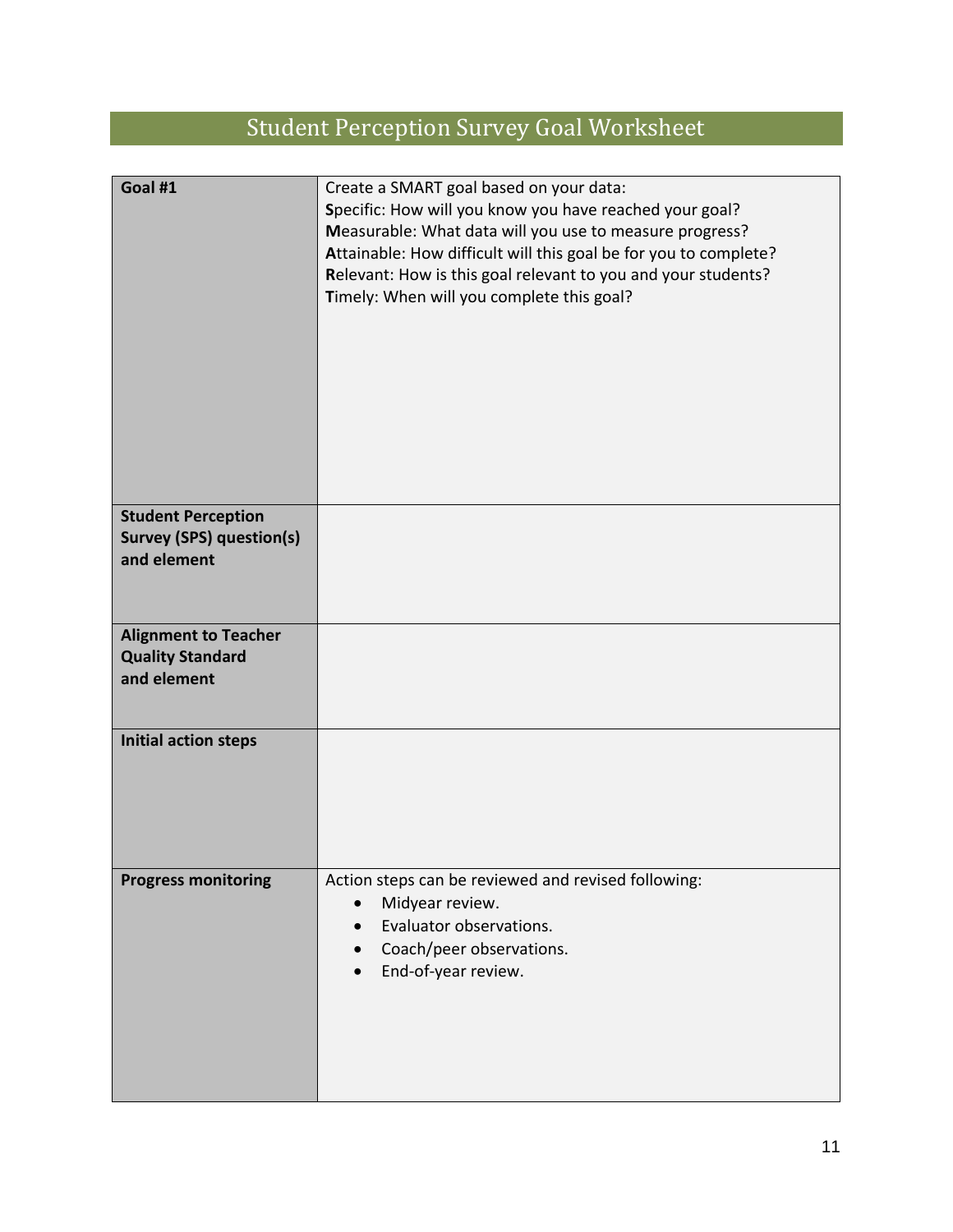# Student Perception Survey Goal Worksheet

| | |
|---|---|
| **Goal #1** | Create a SMART goal based on your data:<br>**S**pecific: How will you know you have reached your goal?<br>**M**easurable: What data will you use to measure progress?<br>**A**ttainable: How difficult will this goal be for you to complete?<br>**R**elevant: How is this goal relevant to you and your students?<br>**T**imely: When will you complete this goal? |
| **Student Perception Survey (SPS) question(s) and element** | |
| **Alignment to Teacher Quality Standard and element** | |
| **Initial action steps** | |
| **Progress monitoring** | Action steps can be reviewed and revised following:<br>• Midyear review.<br>• Evaluator observations.<br>• Coach/peer observations.<br>• End-of-year review. |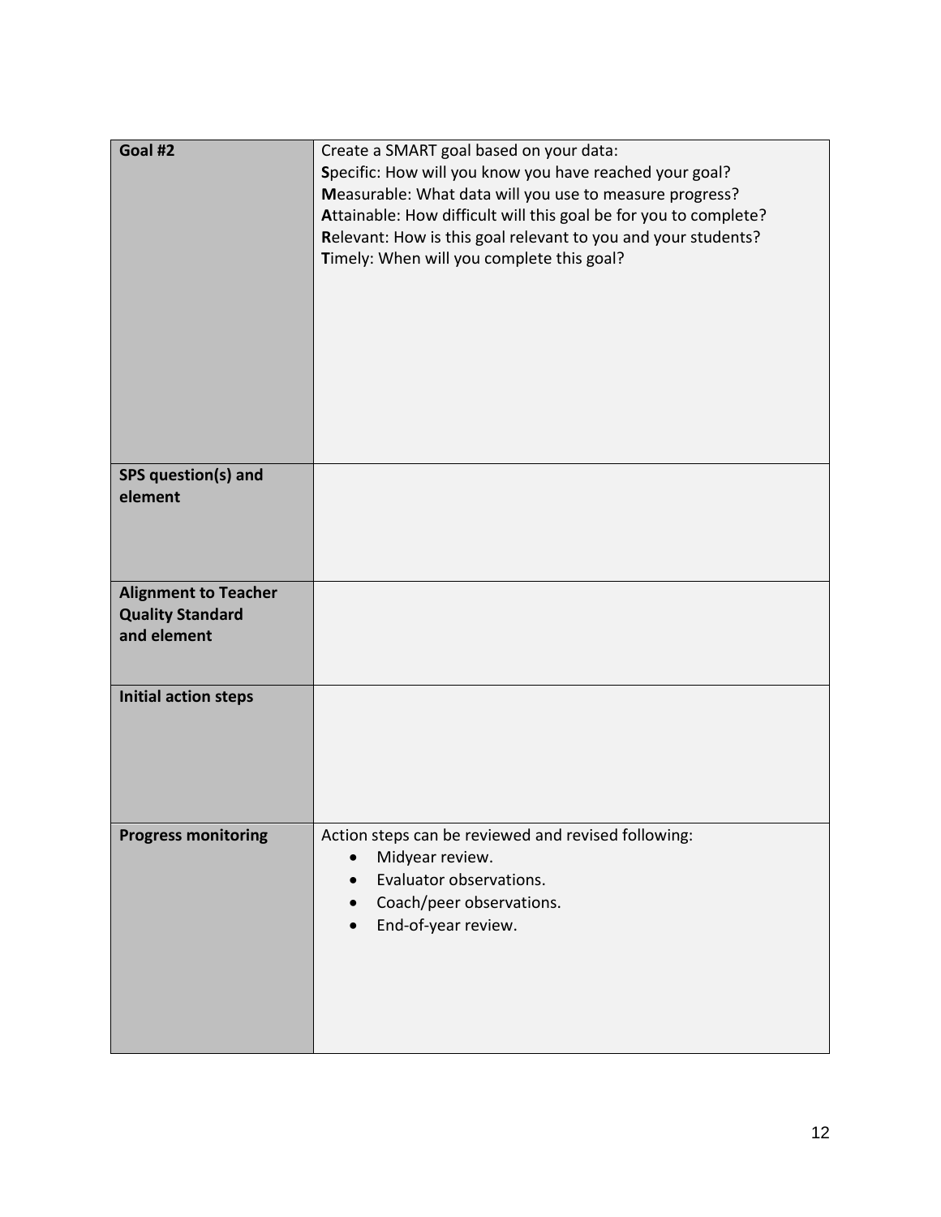| | |
|---|---|
| **Goal #2** | Create a SMART goal based on your data:<br>**S**pecific: How will you know you have reached your goal?<br>**M**easurable: What data will you use to measure progress?<br>**A**ttainable: How difficult will this goal be for you to complete?<br>**R**elevant: How is this goal relevant to you and your students?<br>**T**imely: When will you complete this goal? |
| **SPS question(s) and element** | |
| **Alignment to Teacher Quality Standard and element** | |
| **Initial action steps** | |
| **Progress monitoring** | Action steps can be reviewed and revised following:<br>• Midyear review.<br>• Evaluator observations.<br>• Coach/peer observations.<br>• End-of-year review. |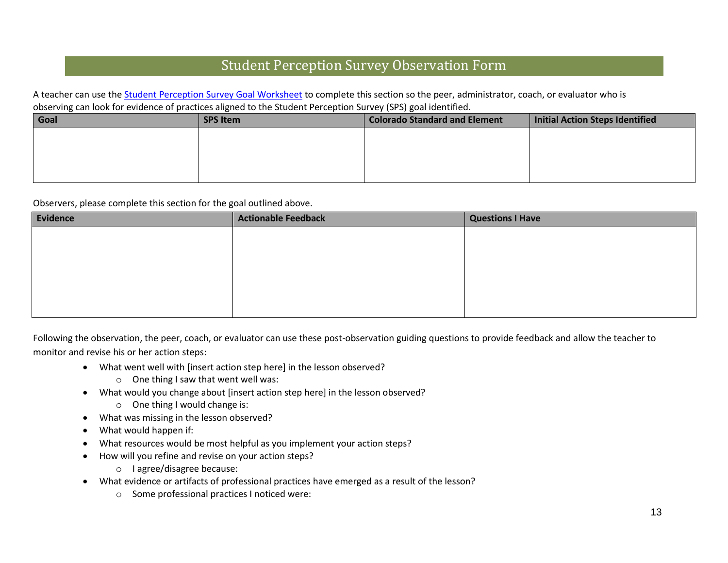# Student Perception Survey Observation Form

A teacher can use the Student Perception Survey Goal Worksheet to complete this section so the peer, administrator, coach, or evaluator who is observing can look for evidence of practices aligned to the Student Perception Survey (SPS) goal identified.

| Goal | SPS Item | Colorado Standard and Element | Initial Action Steps Identified |
|---|---|---|---|
| | | | |

Observers, please complete this section for the goal outlined above.

| Evidence | Actionable Feedback | Questions I Have |
|---|---|---|
| | | |

Following the observation, the peer, coach, or evaluator can use these post-observation guiding questions to provide feedback and allow the teacher to monitor and revise his or her action steps:

- What went well with [insert action step here] in the lesson observed?
  - One thing I saw that went well was:
- What would you change about [insert action step here] in the lesson observed?
  - One thing I would change is:
- What was missing in the lesson observed?
- What would happen if:
- What resources would be most helpful as you implement your action steps?
- How will you refine and revise on your action steps?
  - I agree/disagree because:
- What evidence or artifacts of professional practices have emerged as a result of the lesson?
  - Some professional practices I noticed were: